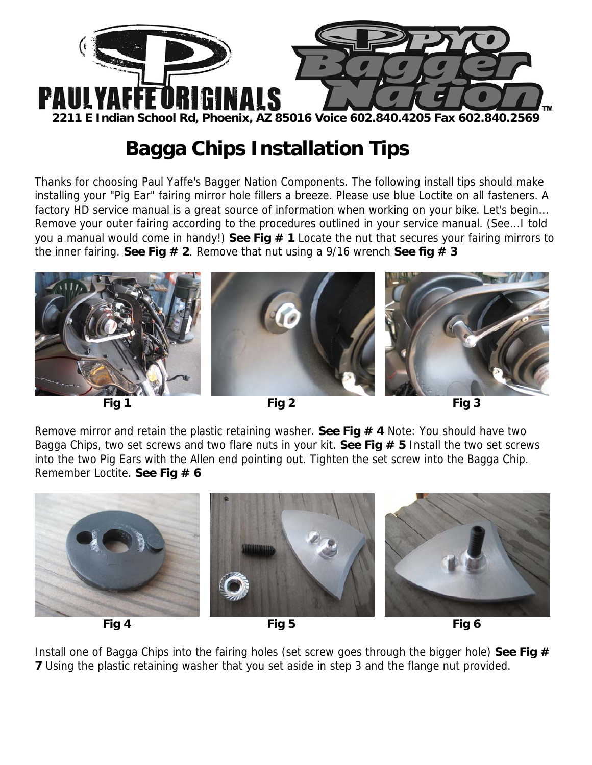PAULYAFFE ORIGINALS

PYO Bagger Nation™

2211 E Indian School Rd, Phoenix, AZ 85016 Voice 602.840.4205 Fax 602.840.2569

# Bagga Chips Installation Tips

Thanks for choosing Paul Yaffe's Bagger Nation Components. The following install tips should make installing your "Pig Ear" fairing mirror hole fillers a breeze. Please use blue Loctite on all fasteners. A factory HD service manual is a great source of information when working on your bike. Let's begin... Remove your outer fairing according to the procedures outlined in your service manual. (See...I told you a manual would come in handy!) **See Fig # 1** Locate the nut that secures your fairing mirrors to the inner fairing. **See Fig # 2**. Remove that nut using a 9/16 wrench **See fig # 3**

**Fig 1** **Fig 2** **Fig 3**

Remove mirror and retain the plastic retaining washer. **See Fig # 4** Note: You should have two Bagga Chips, two set screws and two flare nuts in your kit. **See Fig # 5** Install the two set screws into the two Pig Ears with the Allen end pointing out. Tighten the set screw into the Bagga Chip. Remember Loctite. **See Fig # 6**

**Fig 4** **Fig 5** **Fig 6**

Install one of Bagga Chips into the fairing holes (set screw goes through the bigger hole) **See Fig # 7** Using the plastic retaining washer that you set aside in step 3 and the flange nut provided.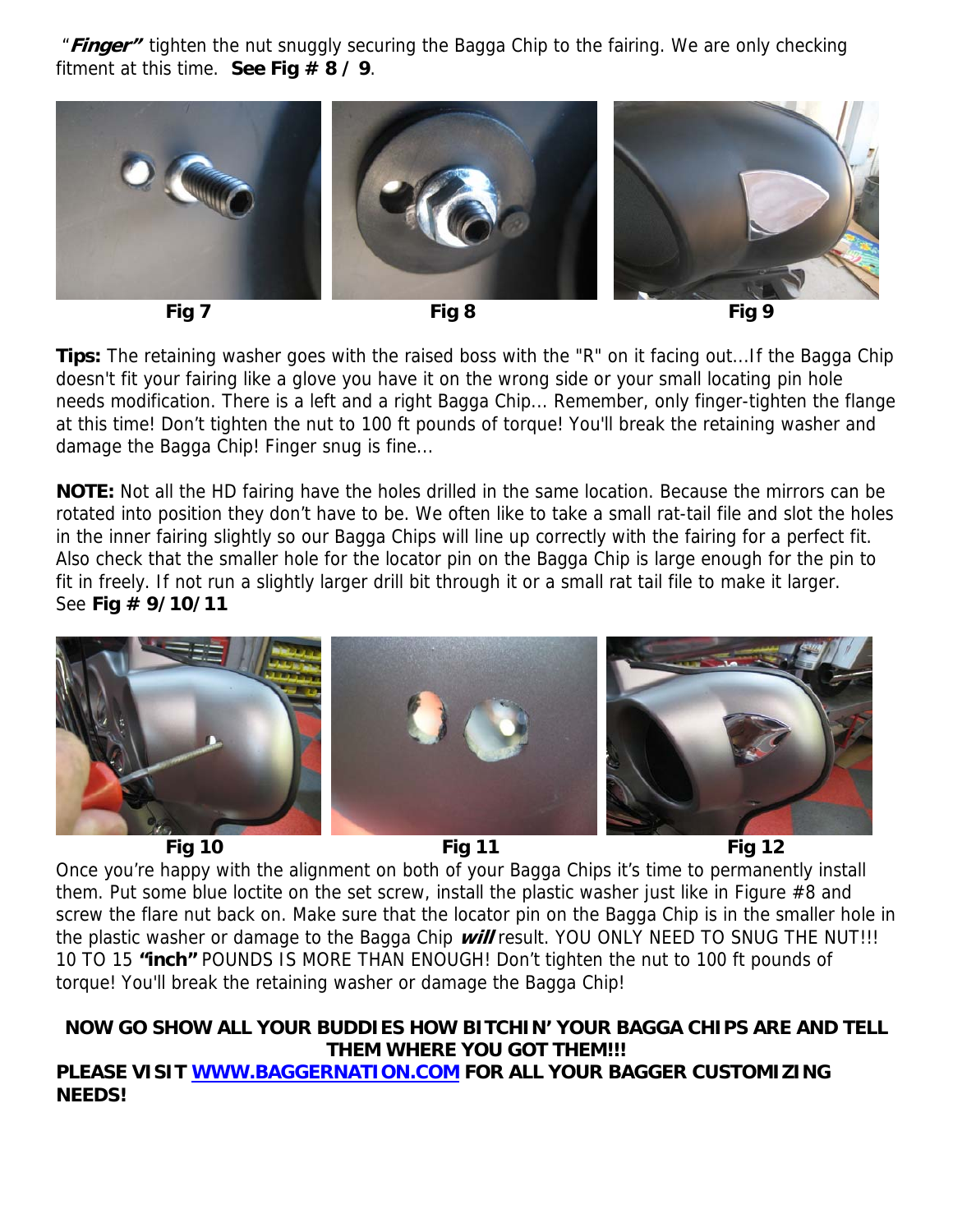"***Finger***" tighten the nut snuggly securing the Bagga Chip to the fairing. We are only checking fitment at this time. **See Fig # 8 / 9**.

**Fig 7** **Fig 8** **Fig 9**

**Tips:** The retaining washer goes with the raised boss with the "R" on it facing out...If the Bagga Chip doesn't fit your fairing like a glove you have it on the wrong side or your small locating pin hole needs modification. There is a left and a right Bagga Chip... Remember, only finger-tighten the flange at this time! Don't tighten the nut to 100 ft pounds of torque! You'll break the retaining washer and damage the Bagga Chip! Finger snug is fine...

**NOTE:** Not all the HD fairing have the holes drilled in the same location. Because the mirrors can be rotated into position they don't have to be. We often like to take a small rat-tail file and slot the holes in the inner fairing slightly so our Bagga Chips will line up correctly with the fairing for a perfect fit. Also check that the smaller hole for the locator pin on the Bagga Chip is large enough for the pin to fit in freely. If not run a slightly larger drill bit through it or a small rat tail file to make it larger. See **Fig # 9/10/11**

**Fig 10** **Fig 11** **Fig 12**

Once you're happy with the alignment on both of your Bagga Chips it's time to permanently install them. Put some blue loctite on the set screw, install the plastic washer just like in Figure #8 and screw the flare nut back on. Make sure that the locator pin on the Bagga Chip is in the smaller hole in the plastic washer or damage to the Bagga Chip ***will*** result. YOU ONLY NEED TO SNUG THE NUT!!! 10 TO 15 **"inch"** POUNDS IS MORE THAN ENOUGH! Don't tighten the nut to 100 ft pounds of torque! You'll break the retaining washer or damage the Bagga Chip!

**NOW GO SHOW ALL YOUR BUDDIES HOW BITCHIN' YOUR BAGGA CHIPS ARE AND TELL THEM WHERE YOU GOT THEM!!!**

**PLEASE VISIT [WWW.BAGGERNATION.COM](http://WWW.BAGGERNATION.COM) FOR ALL YOUR BAGGER CUSTOMIZING NEEDS!**